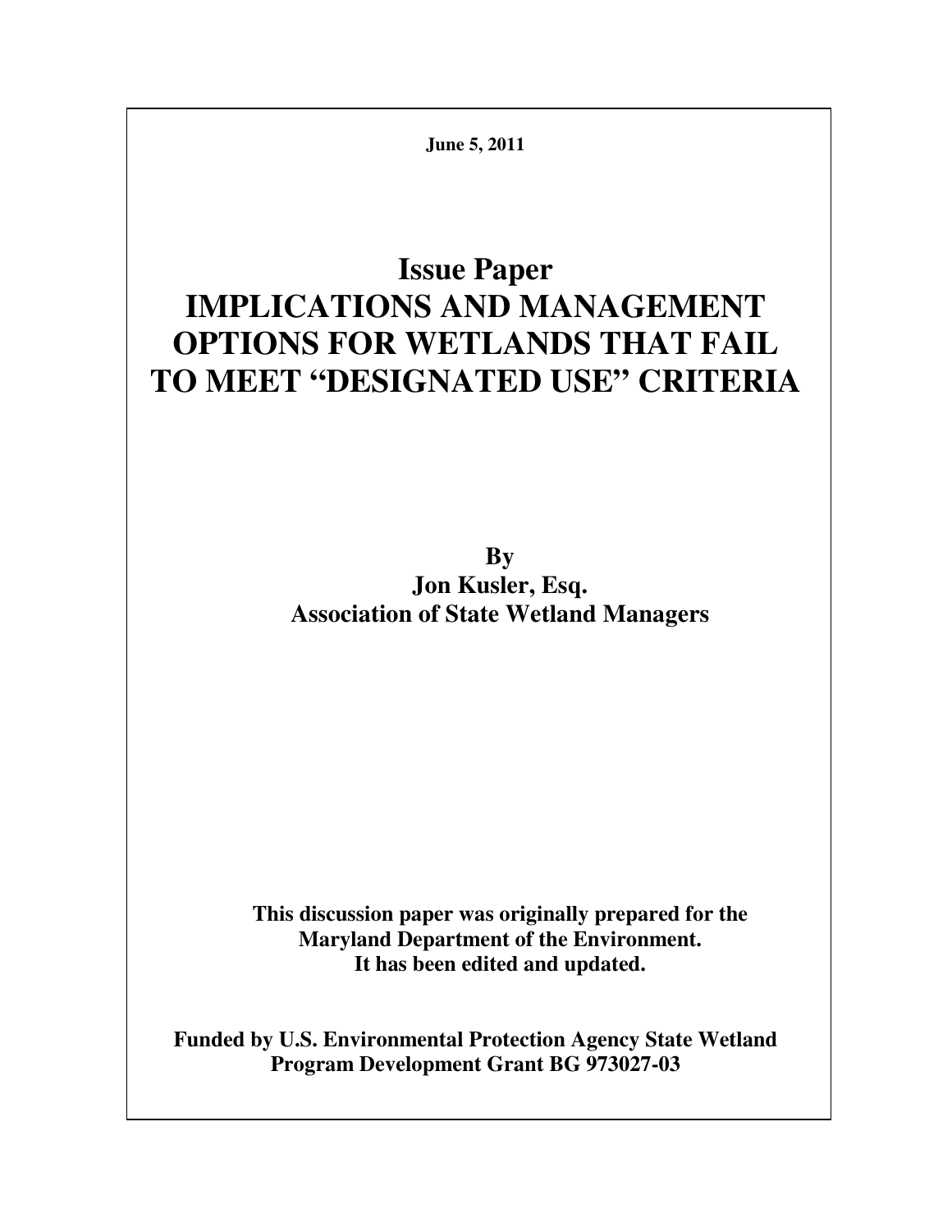**June 5, 2011**

# Issue Paper
# IMPLICATIONS AND MANAGEMENT OPTIONS FOR WETLANDS THAT FAIL TO MEET "DESIGNATED USE" CRITERIA

**By**
**Jon Kusler, Esq.**
**Association of State Wetland Managers**

**This discussion paper was originally prepared for the Maryland Department of the Environment.**
**It has been edited and updated.**

**Funded by U.S. Environmental Protection Agency State Wetland Program Development Grant BG 973027-03**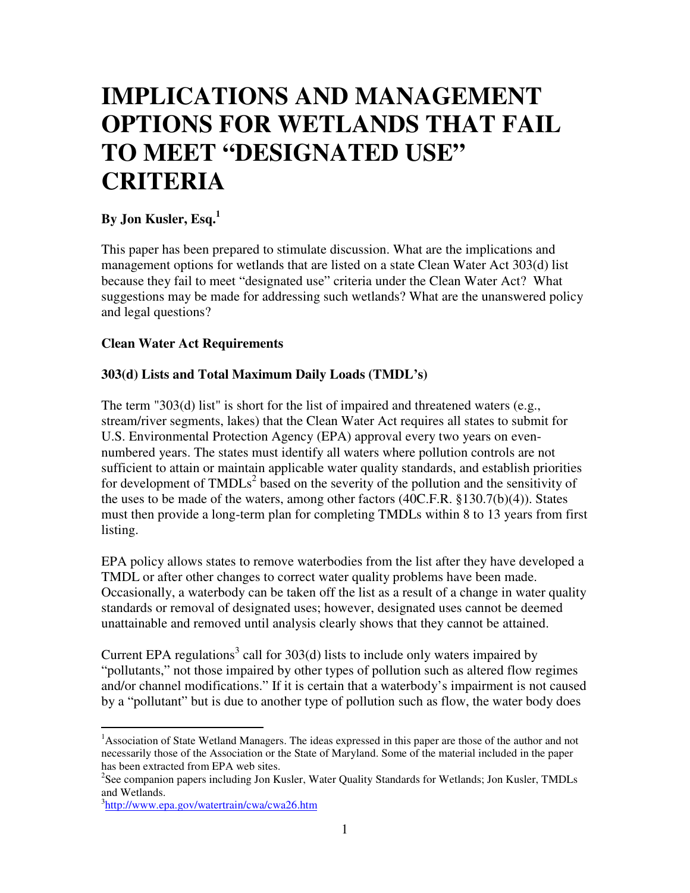# IMPLICATIONS AND MANAGEMENT OPTIONS FOR WETLANDS THAT FAIL TO MEET "DESIGNATED USE" CRITERIA

**By Jon Kusler, Esq.**[1]

This paper has been prepared to stimulate discussion. What are the implications and management options for wetlands that are listed on a state Clean Water Act 303(d) list because they fail to meet "designated use" criteria under the Clean Water Act? What suggestions may be made for addressing such wetlands? What are the unanswered policy and legal questions?

### Clean Water Act Requirements

### 303(d) Lists and Total Maximum Daily Loads (TMDL's)

The term "303(d) list" is short for the list of impaired and threatened waters (e.g., stream/river segments, lakes) that the Clean Water Act requires all states to submit for U.S. Environmental Protection Agency (EPA) approval every two years on even-numbered years. The states must identify all waters where pollution controls are not sufficient to attain or maintain applicable water quality standards, and establish priorities for development of TMDLs[2] based on the severity of the pollution and the sensitivity of the uses to be made of the waters, among other factors (40C.F.R. §130.7(b)(4)). States must then provide a long-term plan for completing TMDLs within 8 to 13 years from first listing.

EPA policy allows states to remove waterbodies from the list after they have developed a TMDL or after other changes to correct water quality problems have been made. Occasionally, a waterbody can be taken off the list as a result of a change in water quality standards or removal of designated uses; however, designated uses cannot be deemed unattainable and removed until analysis clearly shows that they cannot be attained.

Current EPA regulations[3] call for 303(d) lists to include only waters impaired by "pollutants," not those impaired by other types of pollution such as altered flow regimes and/or channel modifications." If it is certain that a waterbody's impairment is not caused by a "pollutant" but is due to another type of pollution such as flow, the water body does

---

[1] Association of State Wetland Managers. The ideas expressed in this paper are those of the author and not necessarily those of the Association or the State of Maryland. Some of the material included in the paper has been extracted from EPA web sites.

[2] See companion papers including Jon Kusler, Water Quality Standards for Wetlands; Jon Kusler, TMDLs and Wetlands.

[3] http://www.epa.gov/watertrain/cwa/cwa26.htm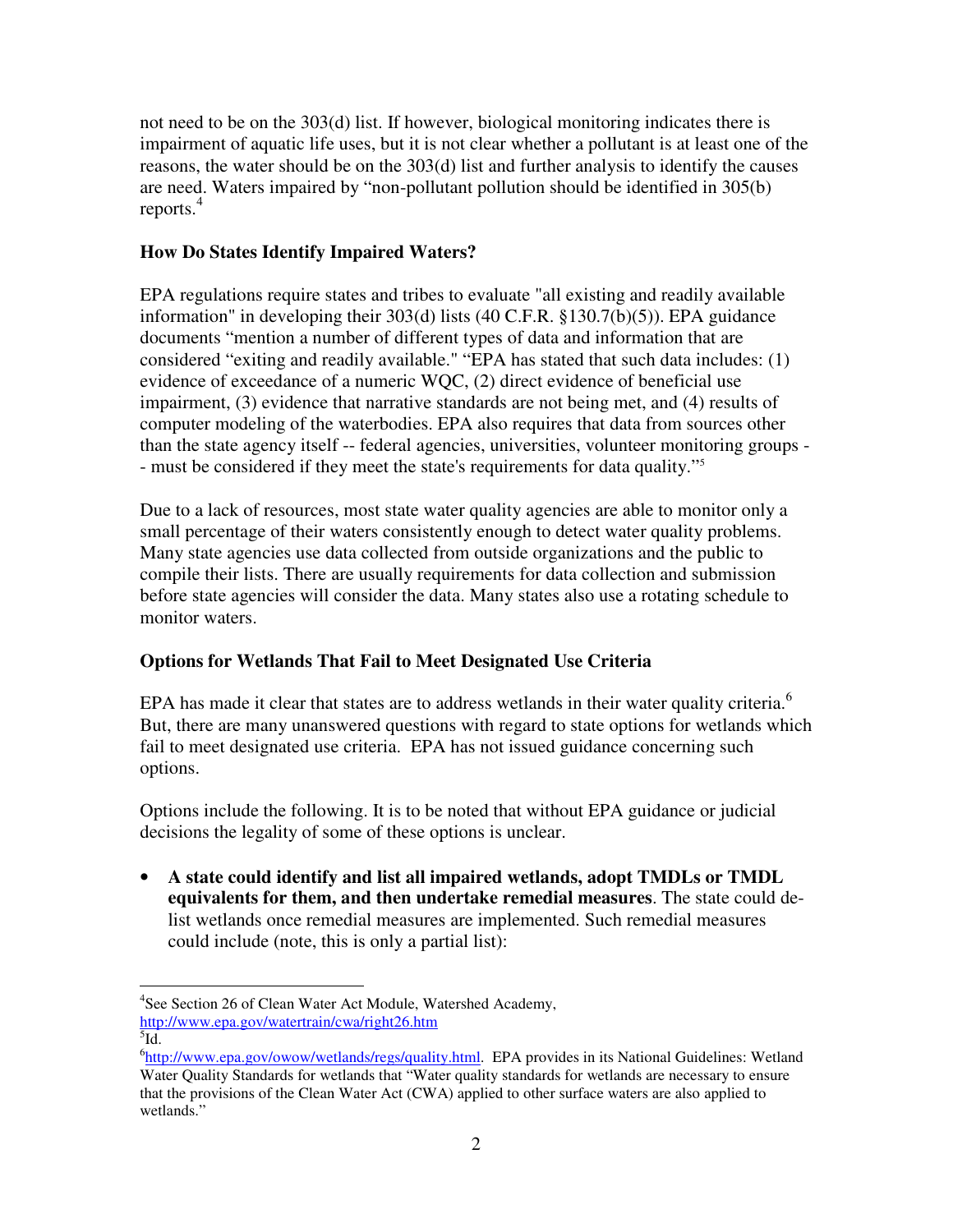not need to be on the 303(d) list. If however, biological monitoring indicates there is impairment of aquatic life uses, but it is not clear whether a pollutant is at least one of the reasons, the water should be on the 303(d) list and further analysis to identify the causes are need. Waters impaired by "non-pollutant pollution should be identified in 305(b) reports.[4]

### How Do States Identify Impaired Waters?

EPA regulations require states and tribes to evaluate "all existing and readily available information" in developing their 303(d) lists (40 C.F.R. §130.7(b)(5)). EPA guidance documents "mention a number of different types of data and information that are considered "exiting and readily available." "EPA has stated that such data includes: (1) evidence of exceedance of a numeric WQC, (2) direct evidence of beneficial use impairment, (3) evidence that narrative standards are not being met, and (4) results of computer modeling of the waterbodies. EPA also requires that data from sources other than the state agency itself -- federal agencies, universities, volunteer monitoring groups -- must be considered if they meet the state's requirements for data quality."[5]

Due to a lack of resources, most state water quality agencies are able to monitor only a small percentage of their waters consistently enough to detect water quality problems. Many state agencies use data collected from outside organizations and the public to compile their lists. There are usually requirements for data collection and submission before state agencies will consider the data. Many states also use a rotating schedule to monitor waters.

### Options for Wetlands That Fail to Meet Designated Use Criteria

EPA has made it clear that states are to address wetlands in their water quality criteria.[6] But, there are many unanswered questions with regard to state options for wetlands which fail to meet designated use criteria. EPA has not issued guidance concerning such options.

Options include the following. It is to be noted that without EPA guidance or judicial decisions the legality of some of these options is unclear.

- **A state could identify and list all impaired wetlands, adopt TMDLs or TMDL equivalents for them, and then undertake remedial measures**. The state could de-list wetlands once remedial measures are implemented. Such remedial measures could include (note, this is only a partial list):

---

[4] See Section 26 of Clean Water Act Module, Watershed Academy, http://www.epa.gov/watertrain/cwa/right26.htm

[5] Id.

[6] http://www.epa.gov/owow/wetlands/regs/quality.html. EPA provides in its National Guidelines: Wetland Water Quality Standards for wetlands that "Water quality standards for wetlands are necessary to ensure that the provisions of the Clean Water Act (CWA) applied to other surface waters are also applied to wetlands."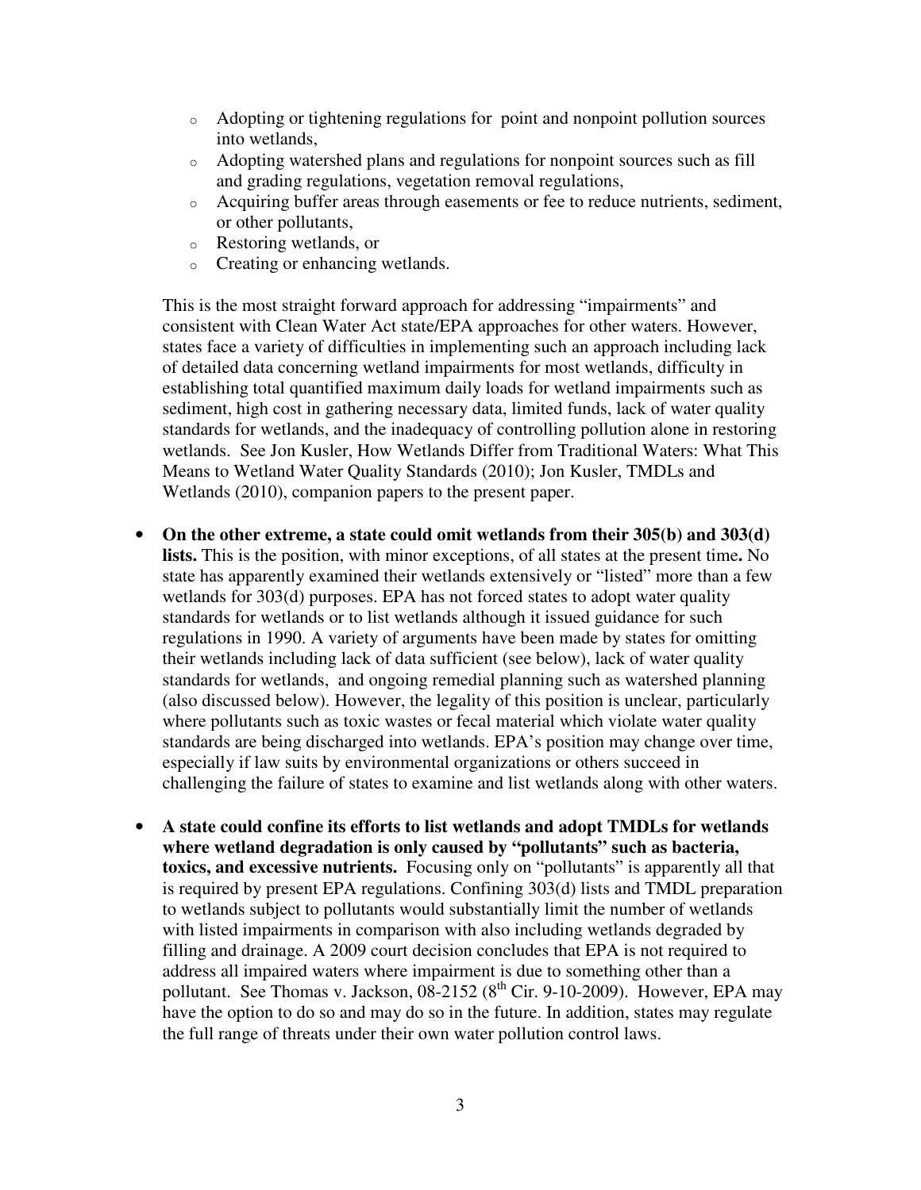- Adopting or tightening regulations for point and nonpoint pollution sources into wetlands,
- Adopting watershed plans and regulations for nonpoint sources such as fill and grading regulations, vegetation removal regulations,
- Acquiring buffer areas through easements or fee to reduce nutrients, sediment, or other pollutants,
- Restoring wetlands, or
- Creating or enhancing wetlands.

This is the most straight forward approach for addressing "impairments" and consistent with Clean Water Act state/EPA approaches for other waters. However, states face a variety of difficulties in implementing such an approach including lack of detailed data concerning wetland impairments for most wetlands, difficulty in establishing total quantified maximum daily loads for wetland impairments such as sediment, high cost in gathering necessary data, limited funds, lack of water quality standards for wetlands, and the inadequacy of controlling pollution alone in restoring wetlands. See Jon Kusler, How Wetlands Differ from Traditional Waters: What This Means to Wetland Water Quality Standards (2010); Jon Kusler, TMDLs and Wetlands (2010), companion papers to the present paper.

- **On the other extreme, a state could omit wetlands from their 305(b) and 303(d) lists.** This is the position, with minor exceptions, of all states at the present time**.** No state has apparently examined their wetlands extensively or "listed" more than a few wetlands for 303(d) purposes. EPA has not forced states to adopt water quality standards for wetlands or to list wetlands although it issued guidance for such regulations in 1990. A variety of arguments have been made by states for omitting their wetlands including lack of data sufficient (see below), lack of water quality standards for wetlands, and ongoing remedial planning such as watershed planning (also discussed below). However, the legality of this position is unclear, particularly where pollutants such as toxic wastes or fecal material which violate water quality standards are being discharged into wetlands. EPA's position may change over time, especially if law suits by environmental organizations or others succeed in challenging the failure of states to examine and list wetlands along with other waters.

- **A state could confine its efforts to list wetlands and adopt TMDLs for wetlands where wetland degradation is only caused by "pollutants" such as bacteria, toxics, and excessive nutrients.** Focusing only on "pollutants" is apparently all that is required by present EPA regulations. Confining 303(d) lists and TMDL preparation to wetlands subject to pollutants would substantially limit the number of wetlands with listed impairments in comparison with also including wetlands degraded by filling and drainage. A 2009 court decision concludes that EPA is not required to address all impaired waters where impairment is due to something other than a pollutant. See Thomas v. Jackson, 08-2152 (8th Cir. 9-10-2009). However, EPA may have the option to do so and may do so in the future. In addition, states may regulate the full range of threats under their own water pollution control laws.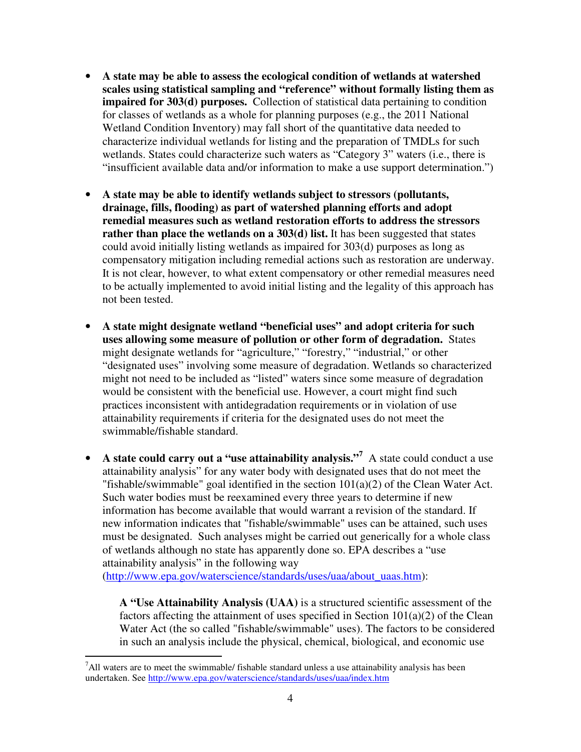- **A state may be able to assess the ecological condition of wetlands at watershed scales using statistical sampling and "reference" without formally listing them as impaired for 303(d) purposes.** Collection of statistical data pertaining to condition for classes of wetlands as a whole for planning purposes (e.g., the 2011 National Wetland Condition Inventory) may fall short of the quantitative data needed to characterize individual wetlands for listing and the preparation of TMDLs for such wetlands. States could characterize such waters as "Category 3" waters (i.e., there is "insufficient available data and/or information to make a use support determination.")

- **A state may be able to identify wetlands subject to stressors (pollutants, drainage, fills, flooding) as part of watershed planning efforts and adopt remedial measures such as wetland restoration efforts to address the stressors rather than place the wetlands on a 303(d) list.** It has been suggested that states could avoid initially listing wetlands as impaired for 303(d) purposes as long as compensatory mitigation including remedial actions such as restoration are underway. It is not clear, however, to what extent compensatory or other remedial measures need to be actually implemented to avoid initial listing and the legality of this approach has not been tested.

- **A state might designate wetland "beneficial uses" and adopt criteria for such uses allowing some measure of pollution or other form of degradation.** States might designate wetlands for "agriculture," "forestry," "industrial," or other "designated uses" involving some measure of degradation. Wetlands so characterized might not need to be included as "listed" waters since some measure of degradation would be consistent with the beneficial use. However, a court might find such practices inconsistent with antidegradation requirements or in violation of use attainability requirements if criteria for the designated uses do not meet the swimmable/fishable standard.

- **A state could carry out a "use attainability analysis."[7]** A state could conduct a use attainability analysis" for any water body with designated uses that do not meet the "fishable/swimmable" goal identified in the section 101(a)(2) of the Clean Water Act. Such water bodies must be reexamined every three years to determine if new information has become available that would warrant a revision of the standard. If new information indicates that "fishable/swimmable" uses can be attained, such uses must be designated. Such analyses might be carried out generically for a whole class of wetlands although no state has apparently done so. EPA describes a "use attainability analysis" in the following way (http://www.epa.gov/waterscience/standards/uses/uaa/about_uaas.htm):

  > **A "Use Attainability Analysis (UAA)** is a structured scientific assessment of the factors affecting the attainment of uses specified in Section 101(a)(2) of the Clean Water Act (the so called "fishable/swimmable" uses). The factors to be considered in such an analysis include the physical, chemical, biological, and economic use

[7] All waters are to meet the swimmable/ fishable standard unless a use attainability analysis has been undertaken. See http://www.epa.gov/waterscience/standards/uses/uaa/index.htm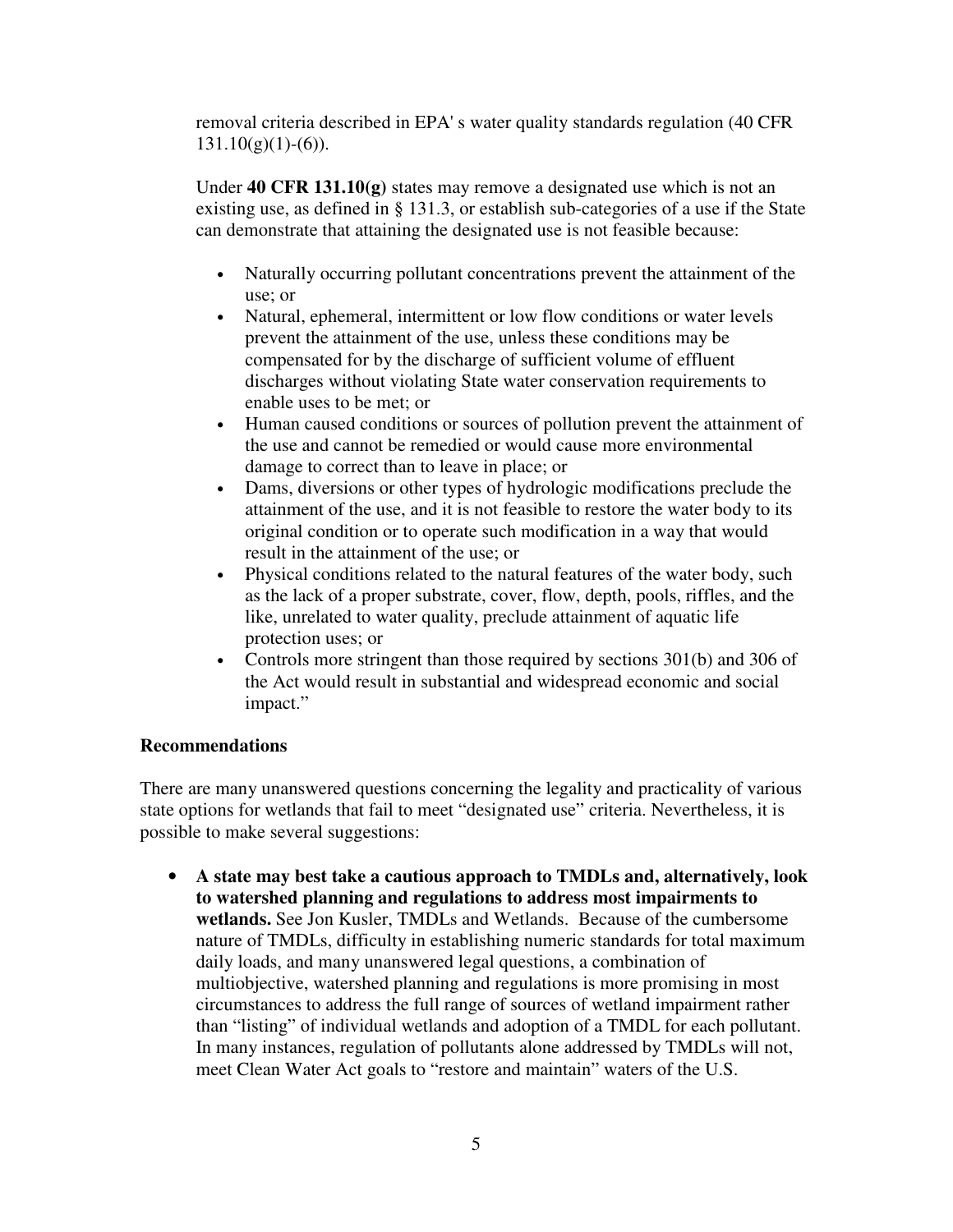removal criteria described in EPA' s water quality standards regulation (40 CFR 131.10(g)(1)-(6)).

Under **40 CFR 131.10(g)** states may remove a designated use which is not an existing use, as defined in § 131.3, or establish sub-categories of a use if the State can demonstrate that attaining the designated use is not feasible because:

- Naturally occurring pollutant concentrations prevent the attainment of the use; or
- Natural, ephemeral, intermittent or low flow conditions or water levels prevent the attainment of the use, unless these conditions may be compensated for by the discharge of sufficient volume of effluent discharges without violating State water conservation requirements to enable uses to be met; or
- Human caused conditions or sources of pollution prevent the attainment of the use and cannot be remedied or would cause more environmental damage to correct than to leave in place; or
- Dams, diversions or other types of hydrologic modifications preclude the attainment of the use, and it is not feasible to restore the water body to its original condition or to operate such modification in a way that would result in the attainment of the use; or
- Physical conditions related to the natural features of the water body, such as the lack of a proper substrate, cover, flow, depth, pools, riffles, and the like, unrelated to water quality, preclude attainment of aquatic life protection uses; or
- Controls more stringent than those required by sections 301(b) and 306 of the Act would result in substantial and widespread economic and social impact."

**Recommendations**

There are many unanswered questions concerning the legality and practicality of various state options for wetlands that fail to meet "designated use" criteria. Nevertheless, it is possible to make several suggestions:

- **A state may best take a cautious approach to TMDLs and, alternatively, look to watershed planning and regulations to address most impairments to wetlands.** See Jon Kusler, TMDLs and Wetlands. Because of the cumbersome nature of TMDLs, difficulty in establishing numeric standards for total maximum daily loads, and many unanswered legal questions, a combination of multiobjective, watershed planning and regulations is more promising in most circumstances to address the full range of sources of wetland impairment rather than "listing" of individual wetlands and adoption of a TMDL for each pollutant. In many instances, regulation of pollutants alone addressed by TMDLs will not, meet Clean Water Act goals to "restore and maintain" waters of the U.S.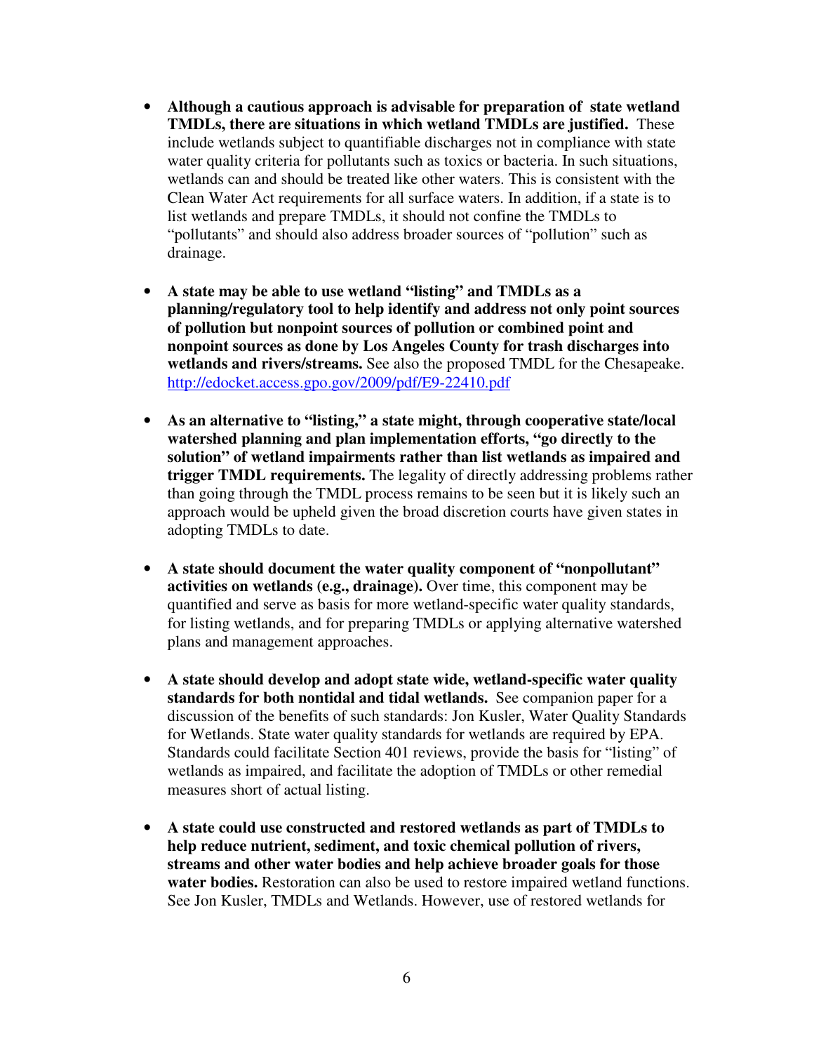- **Although a cautious approach is advisable for preparation of state wetland TMDLs, there are situations in which wetland TMDLs are justified.** These include wetlands subject to quantifiable discharges not in compliance with state water quality criteria for pollutants such as toxics or bacteria. In such situations, wetlands can and should be treated like other waters. This is consistent with the Clean Water Act requirements for all surface waters. In addition, if a state is to list wetlands and prepare TMDLs, it should not confine the TMDLs to "pollutants" and should also address broader sources of "pollution" such as drainage.

- **A state may be able to use wetland "listing" and TMDLs as a planning/regulatory tool to help identify and address not only point sources of pollution but nonpoint sources of pollution or combined point and nonpoint sources as done by Los Angeles County for trash discharges into wetlands and rivers/streams.** See also the proposed TMDL for the Chesapeake. http://edocket.access.gpo.gov/2009/pdf/E9-22410.pdf

- **As an alternative to "listing," a state might, through cooperative state/local watershed planning and plan implementation efforts, "go directly to the solution" of wetland impairments rather than list wetlands as impaired and trigger TMDL requirements.** The legality of directly addressing problems rather than going through the TMDL process remains to be seen but it is likely such an approach would be upheld given the broad discretion courts have given states in adopting TMDLs to date.

- **A state should document the water quality component of "nonpollutant" activities on wetlands (e.g., drainage).** Over time, this component may be quantified and serve as basis for more wetland-specific water quality standards, for listing wetlands, and for preparing TMDLs or applying alternative watershed plans and management approaches.

- **A state should develop and adopt state wide, wetland-specific water quality standards for both nontidal and tidal wetlands.** See companion paper for a discussion of the benefits of such standards: Jon Kusler, Water Quality Standards for Wetlands. State water quality standards for wetlands are required by EPA. Standards could facilitate Section 401 reviews, provide the basis for "listing" of wetlands as impaired, and facilitate the adoption of TMDLs or other remedial measures short of actual listing.

- **A state could use constructed and restored wetlands as part of TMDLs to help reduce nutrient, sediment, and toxic chemical pollution of rivers, streams and other water bodies and help achieve broader goals for those water bodies.** Restoration can also be used to restore impaired wetland functions. See Jon Kusler, TMDLs and Wetlands. However, use of restored wetlands for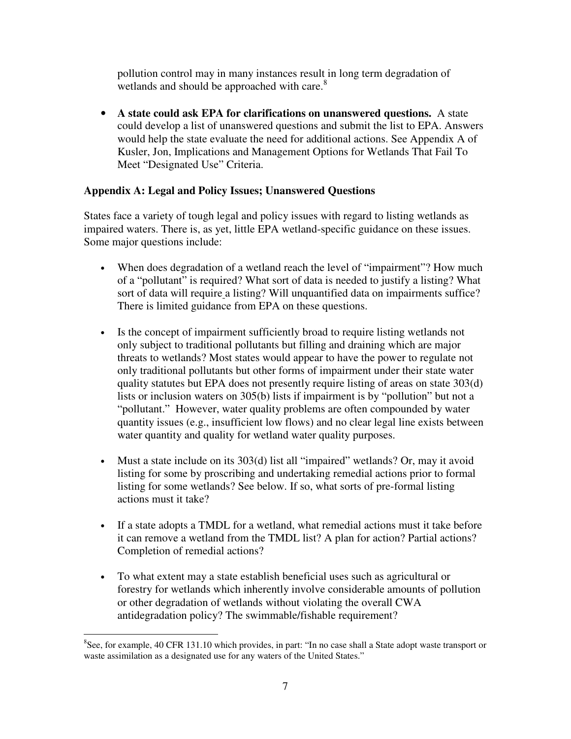pollution control may in many instances result in long term degradation of wetlands and should be approached with care.[8]

- **A state could ask EPA for clarifications on unanswered questions.** A state could develop a list of unanswered questions and submit the list to EPA. Answers would help the state evaluate the need for additional actions. See Appendix A of Kusler, Jon, Implications and Management Options for Wetlands That Fail To Meet "Designated Use" Criteria.

**Appendix A: Legal and Policy Issues; Unanswered Questions**

States face a variety of tough legal and policy issues with regard to listing wetlands as impaired waters. There is, as yet, little EPA wetland-specific guidance on these issues. Some major questions include:

- When does degradation of a wetland reach the level of "impairment"? How much of a "pollutant" is required? What sort of data is needed to justify a listing? What sort of data will require a listing? Will unquantified data on impairments suffice? There is limited guidance from EPA on these questions.

- Is the concept of impairment sufficiently broad to require listing wetlands not only subject to traditional pollutants but filling and draining which are major threats to wetlands? Most states would appear to have the power to regulate not only traditional pollutants but other forms of impairment under their state water quality statutes but EPA does not presently require listing of areas on state 303(d) lists or inclusion waters on 305(b) lists if impairment is by "pollution" but not a "pollutant." However, water quality problems are often compounded by water quantity issues (e.g., insufficient low flows) and no clear legal line exists between water quantity and quality for wetland water quality purposes.

- Must a state include on its 303(d) list all "impaired" wetlands? Or, may it avoid listing for some by proscribing and undertaking remedial actions prior to formal listing for some wetlands? See below. If so, what sorts of pre-formal listing actions must it take?

- If a state adopts a TMDL for a wetland, what remedial actions must it take before it can remove a wetland from the TMDL list? A plan for action? Partial actions? Completion of remedial actions?

- To what extent may a state establish beneficial uses such as agricultural or forestry for wetlands which inherently involve considerable amounts of pollution or other degradation of wetlands without violating the overall CWA antidegradation policy? The swimmable/fishable requirement?

[8] See, for example, 40 CFR 131.10 which provides, in part: "In no case shall a State adopt waste transport or waste assimilation as a designated use for any waters of the United States."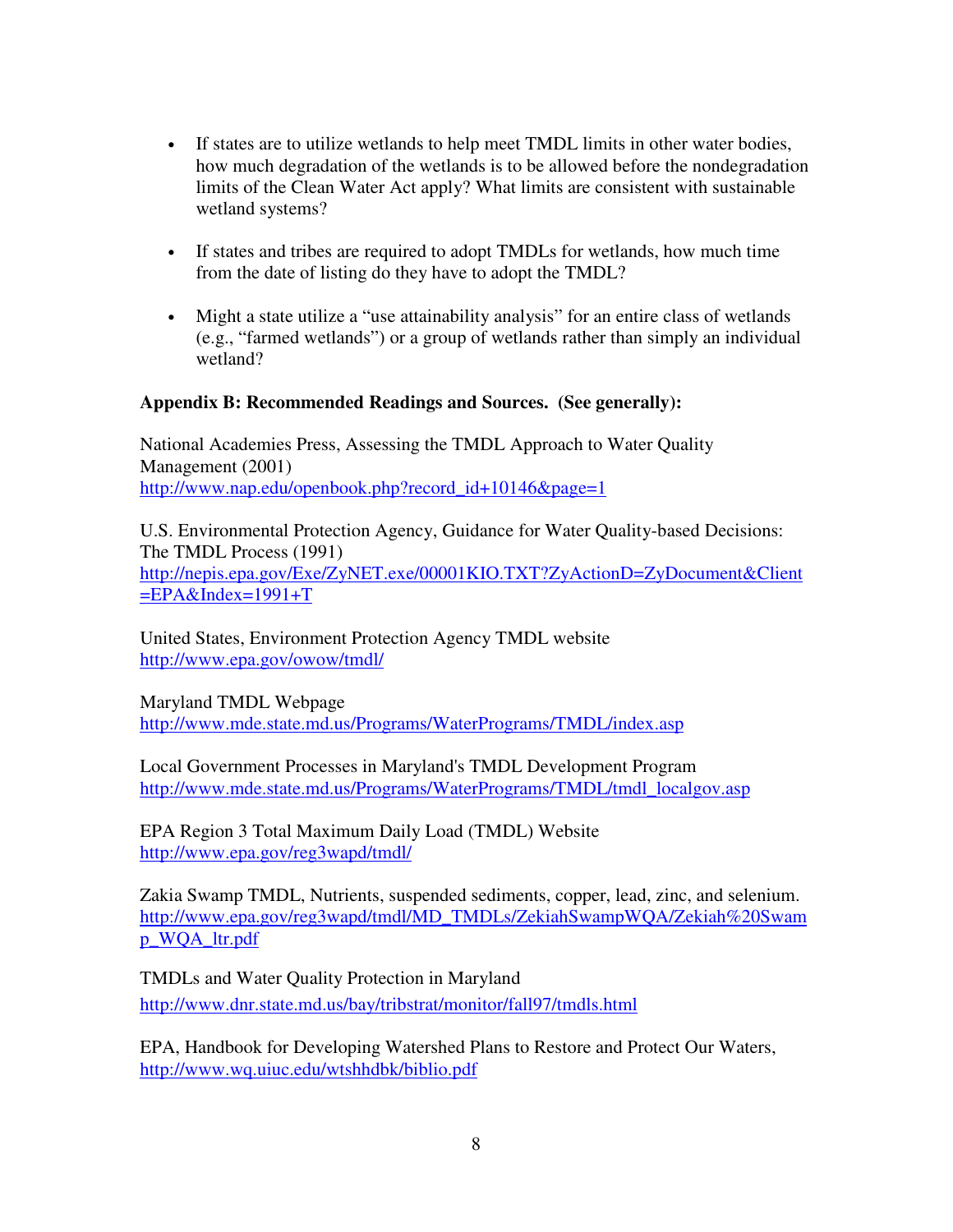- If states are to utilize wetlands to help meet TMDL limits in other water bodies, how much degradation of the wetlands is to be allowed before the nondegradation limits of the Clean Water Act apply? What limits are consistent with sustainable wetland systems?

- If states and tribes are required to adopt TMDLs for wetlands, how much time from the date of listing do they have to adopt the TMDL?

- Might a state utilize a "use attainability analysis" for an entire class of wetlands (e.g., "farmed wetlands") or a group of wetlands rather than simply an individual wetland?

**Appendix B: Recommended Readings and Sources. (See generally):**

National Academies Press, Assessing the TMDL Approach to Water Quality Management (2001)
http://www.nap.edu/openbook.php?record_id+10146&page=1

U.S. Environmental Protection Agency, Guidance for Water Quality-based Decisions: The TMDL Process (1991)
http://nepis.epa.gov/Exe/ZyNET.exe/00001KIO.TXT?ZyActionD=ZyDocument&Client=EPA&Index=1991+T

United States, Environment Protection Agency TMDL website
http://www.epa.gov/owow/tmdl/

Maryland TMDL Webpage
http://www.mde.state.md.us/Programs/WaterPrograms/TMDL/index.asp

Local Government Processes in Maryland's TMDL Development Program
http://www.mde.state.md.us/Programs/WaterPrograms/TMDL/tmdl_localgov.asp

EPA Region 3 Total Maximum Daily Load (TMDL) Website
http://www.epa.gov/reg3wapd/tmdl/

Zakia Swamp TMDL, Nutrients, suspended sediments, copper, lead, zinc, and selenium.
http://www.epa.gov/reg3wapd/tmdl/MD_TMDLs/ZekiahSwampWQA/Zekiah%20Swamp_WQA_ltr.pdf

TMDLs and Water Quality Protection in Maryland
http://www.dnr.state.md.us/bay/tribstrat/monitor/fall97/tmdls.html

EPA, Handbook for Developing Watershed Plans to Restore and Protect Our Waters,
http://www.wq.uiuc.edu/wtshhdbk/biblio.pdf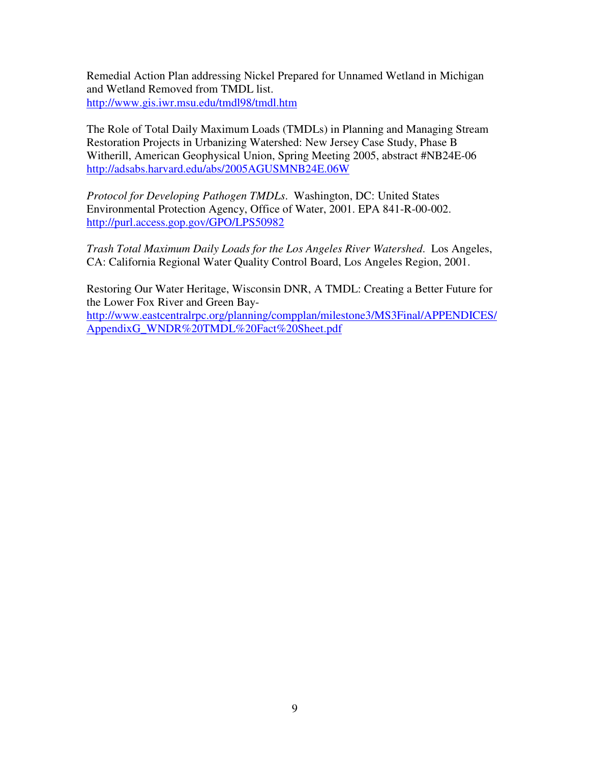Remedial Action Plan addressing Nickel Prepared for Unnamed Wetland in Michigan and Wetland Removed from TMDL list.
http://www.gis.iwr.msu.edu/tmdl98/tmdl.htm

The Role of Total Daily Maximum Loads (TMDLs) in Planning and Managing Stream Restoration Projects in Urbanizing Watershed: New Jersey Case Study, Phase B Witherill, American Geophysical Union, Spring Meeting 2005, abstract #NB24E-06
http://adsabs.harvard.edu/abs/2005AGUSMNB24E.06W

*Protocol for Developing Pathogen TMDLs*. Washington, DC: United States Environmental Protection Agency, Office of Water, 2001. EPA 841-R-00-002.
http://purl.access.gop.gov/GPO/LPS50982

*Trash Total Maximum Daily Loads for the Los Angeles River Watershed.* Los Angeles, CA: California Regional Water Quality Control Board, Los Angeles Region, 2001.

Restoring Our Water Heritage, Wisconsin DNR, A TMDL: Creating a Better Future for the Lower Fox River and Green Bay-
http://www.eastcentralrpc.org/planning/compplan/milestone3/MS3Final/APPENDICES/AppendixG_WNDR%20TMDL%20Fact%20Sheet.pdf